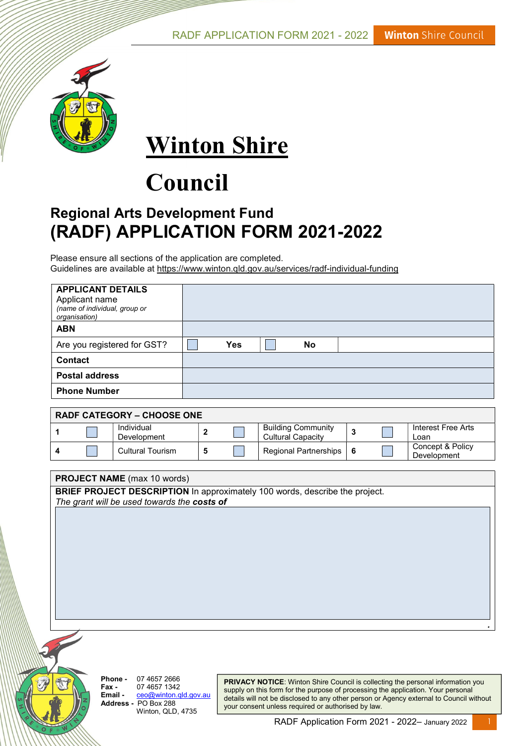# Winton Shire Council

## Regional Arts Development Fund (RADF) APPLICATION FORM 2021-2022

Please ensure all sections of the application are completed.
Guidelines are available at https://www.winton.qld.gov.au/services/radf-individual-funding

| | | | | | |
|---|---|---|---|---|---|
| **APPLICANT DETAILS** Applicant name *(name of individual, group or organisation)* | | | | | |
| **ABN** | | | | | |
| Are you registered for GST? | ☐ | **Yes** | ☐ | **No** | |
| **Contact** | | | | | |
| **Postal address** | | | | | |
| **Phone Number** | | | | | |

| **RADF CATEGORY – CHOOSE ONE** | | | | | | | | |
|---|---|---|---|---|---|---|---|---|
| **1** | ☐ | Individual Development | **2** | ☐ | Building Community Cultural Capacity | **3** | ☐ | Interest Free Arts Loan |
| **4** | ☐ | Cultural Tourism | **5** | ☐ | Regional Partnerships | **6** | ☐ | Concept & Policy Development |

**PROJECT NAME** (max 10 words)

**BRIEF PROJECT DESCRIPTION** In approximately 100 words, describe the project.
*The grant will be used towards the **costs of***

**Phone -** 07 4657 2666
**Fax -** 07 4657 1342
**Email -** ceo@winton.qld.gov.au
**Address -** PO Box 288
Winton, QLD, 4735

**PRIVACY NOTICE**: Winton Shire Council is collecting the personal information you supply on this form for the purpose of processing the application. Your personal details will not be disclosed to any other person or Agency external to Council without your consent unless required or authorised by law.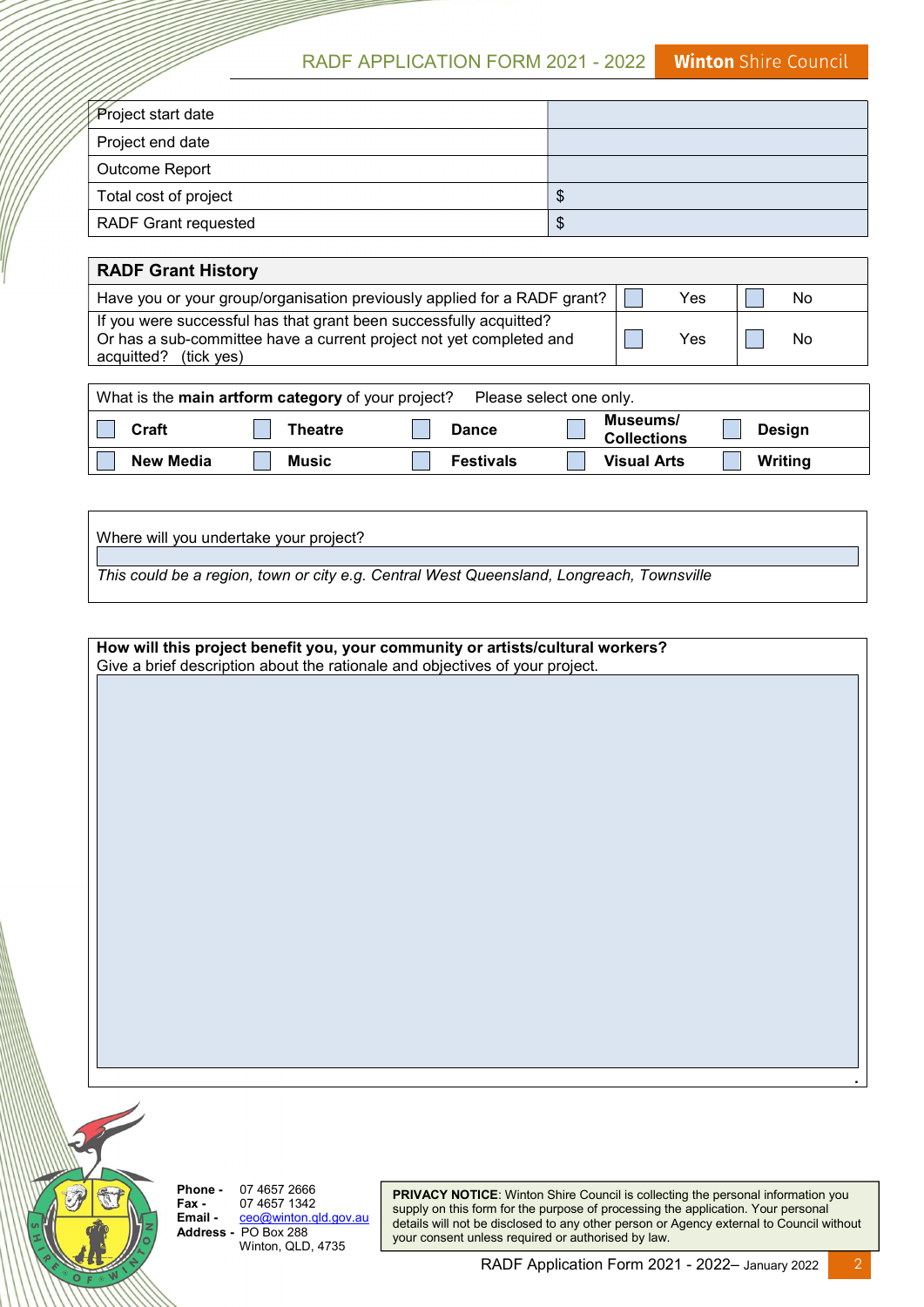| | |
|---|---|
| Project start date | |
| Project end date | |
| Outcome Report | |
| Total cost of project | $ |
| RADF Grant requested | $ |

| RADF Grant History | | | | |
|---|---|---|---|---|
| Have you or your group/organisation previously applied for a RADF grant? | ☐ | Yes | ☐ | No |
| If you were successful has that grant been successfully acquitted? Or has a sub-committee have a current project not yet completed and acquitted? (tick yes) | ☐ | Yes | ☐ | No |

What is the **main artform category** of your project? Please select one only.

| | | | | | | | | | |
|---|---|---|---|---|---|---|---|---|---|
| ☐ | **Craft** | ☐ | **Theatre** | ☐ | **Dance** | ☐ | **Museums/ Collections** | ☐ | **Design** |
| ☐ | **New Media** | ☐ | **Music** | ☐ | **Festivals** | ☐ | **Visual Arts** | ☐ | **Writing** |

Where will you undertake your project?

*This could be a region, town or city e.g. Central West Queensland, Longreach, Townsville*

**How will this project benefit you, your community or artists/cultural workers?**
Give a brief description about the rationale and objectives of your project.

**Phone -** 07 4657 2666
**Fax -** 07 4657 1342
**Email -** ceo@winton.qld.gov.au
**Address -** PO Box 288
Winton, QLD, 4735

**PRIVACY NOTICE**: Winton Shire Council is collecting the personal information you supply on this form for the purpose of processing the application. Your personal details will not be disclosed to any other person or Agency external to Council without your consent unless required or authorised by law.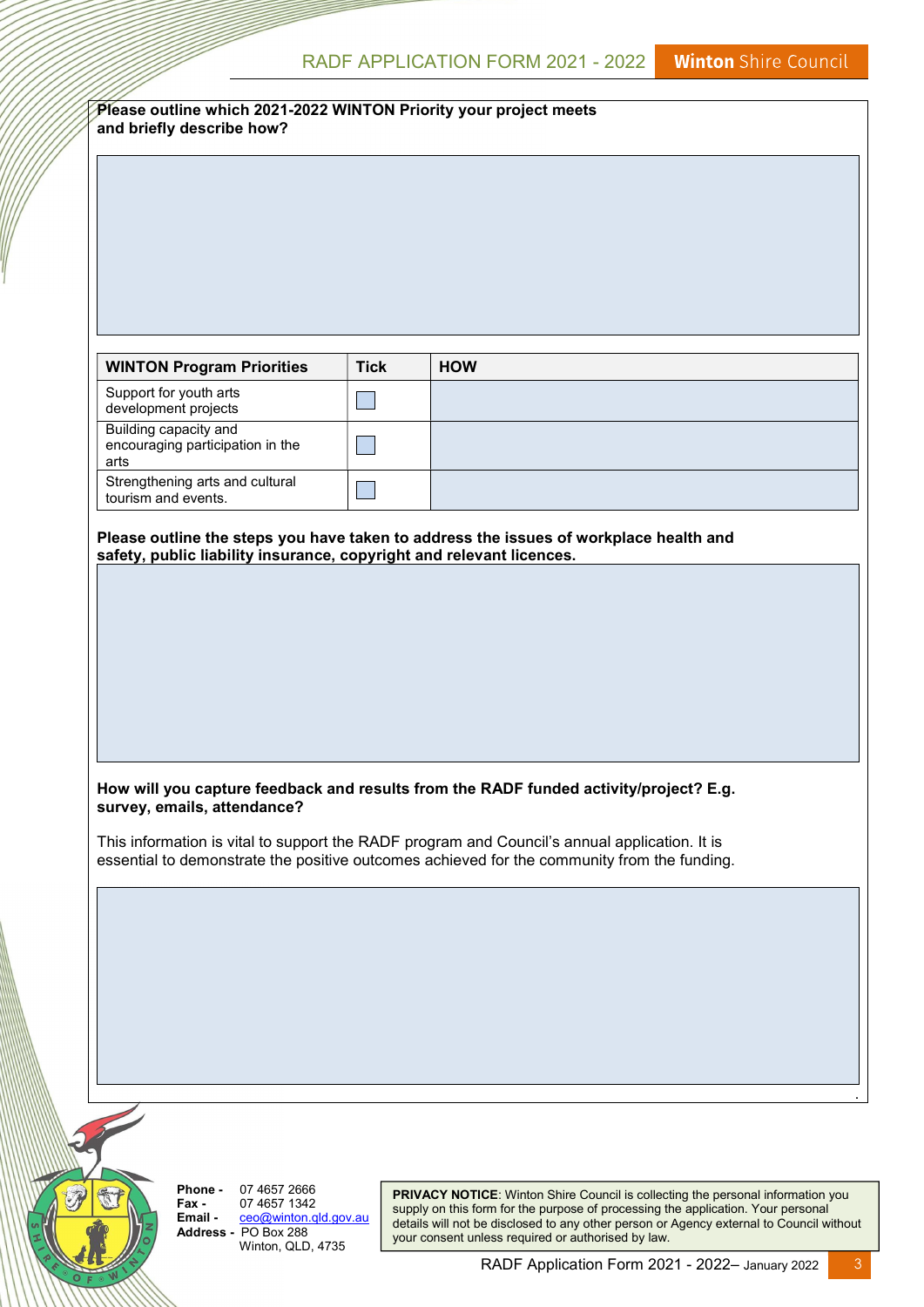**Please outline which 2021-2022 WINTON Priority your project meets and briefly describe how?**

| WINTON Program Priorities | Tick | HOW |
|---|---|---|
| Support for youth arts development projects | ☐ | |
| Building capacity and encouraging participation in the arts | ☐ | |
| Strengthening arts and cultural tourism and events. | ☐ | |

**Please outline the steps you have taken to address the issues of workplace health and safety, public liability insurance, copyright and relevant licences.**

**How will you capture feedback and results from the RADF funded activity/project? E.g. survey, emails, attendance?**

This information is vital to support the RADF program and Council's annual application. It is essential to demonstrate the positive outcomes achieved for the community from the funding.

**Phone -** 07 4657 2666
**Fax -** 07 4657 1342
**Email -** ceo@winton.qld.gov.au
**Address -** PO Box 288
Winton, QLD, 4735

**PRIVACY NOTICE**: Winton Shire Council is collecting the personal information you supply on this form for the purpose of processing the application. Your personal details will not be disclosed to any other person or Agency external to Council without your consent unless required or authorised by law.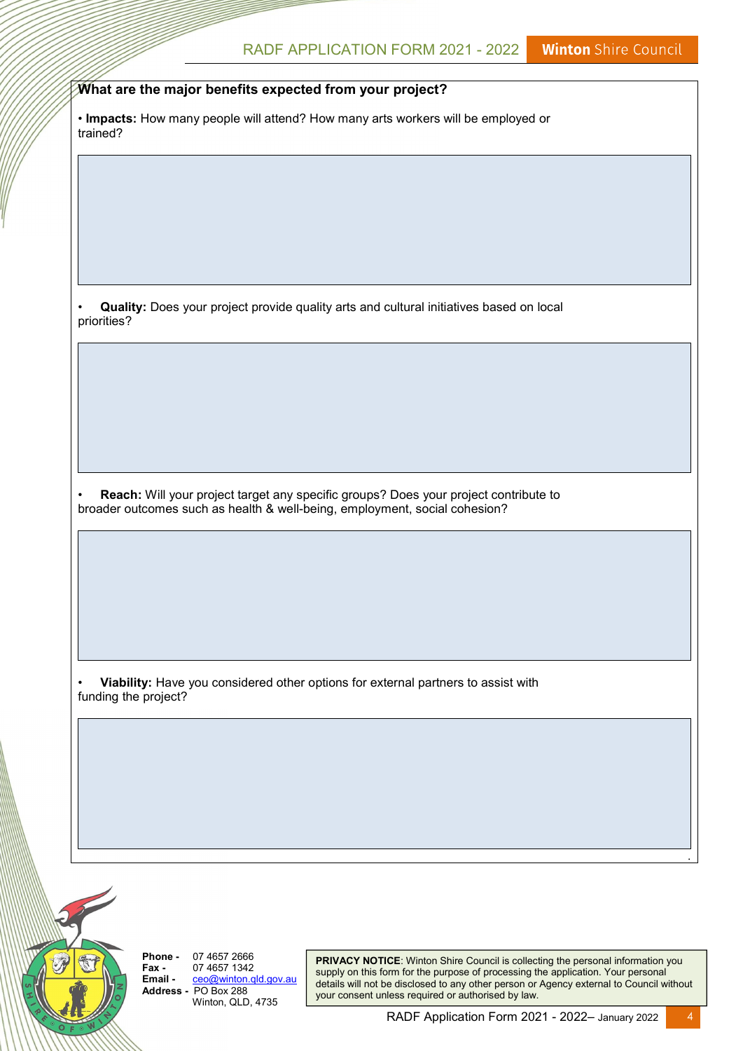**What are the major benefits expected from your project?**

• **Impacts:** How many people will attend? How many arts workers will be employed or trained?

• **Quality:** Does your project provide quality arts and cultural initiatives based on local priorities?

• **Reach:** Will your project target any specific groups? Does your project contribute to broader outcomes such as health & well-being, employment, social cohesion?

• **Viability:** Have you considered other options for external partners to assist with funding the project?

**Phone -** 07 4657 2666
**Fax -** 07 4657 1342
**Email -** ceo@winton.qld.gov.au
**Address -** PO Box 288
Winton, QLD, 4735

**PRIVACY NOTICE**: Winton Shire Council is collecting the personal information you supply on this form for the purpose of processing the application. Your personal details will not be disclosed to any other person or Agency external to Council without your consent unless required or authorised by law.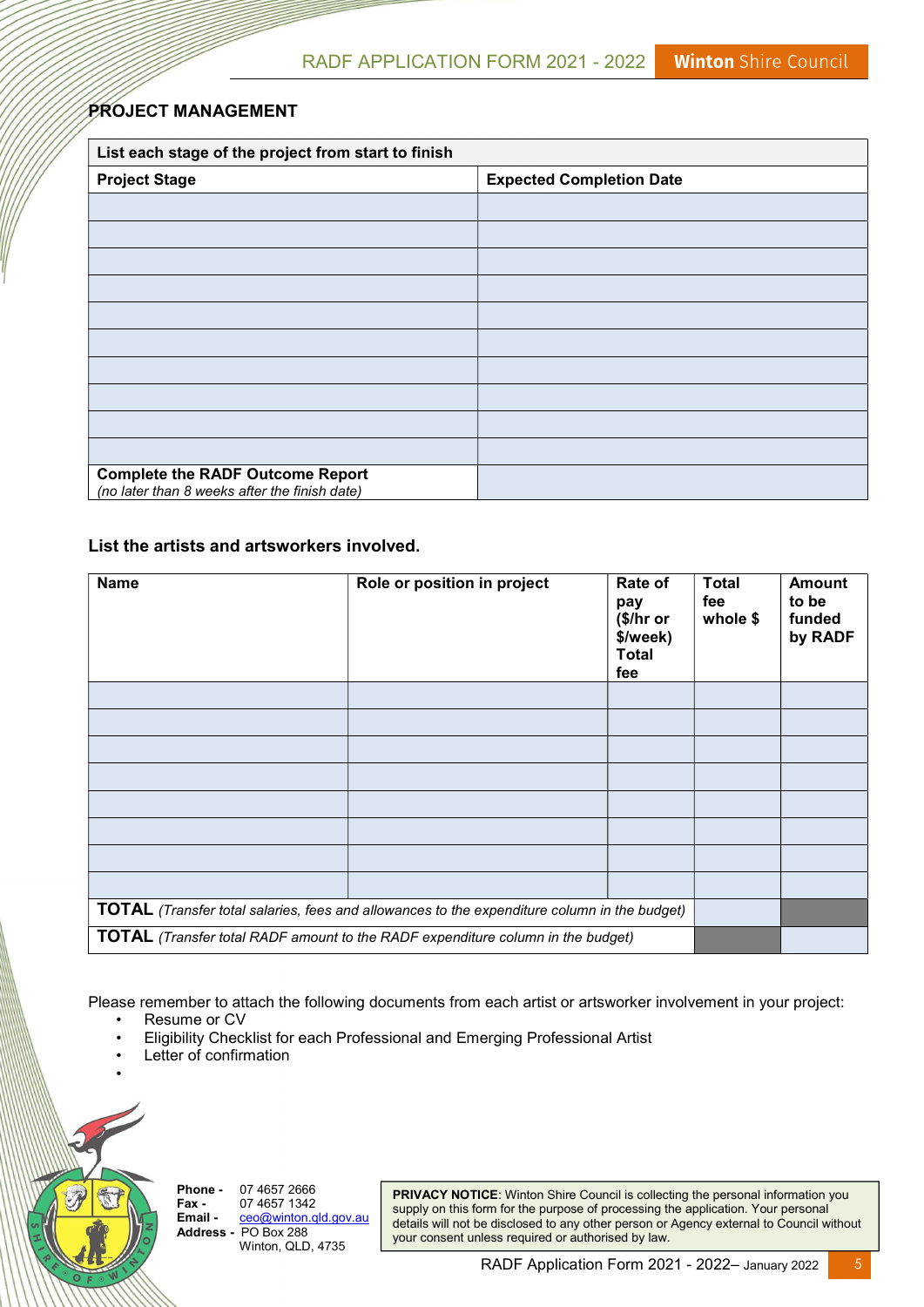## PROJECT MANAGEMENT

| List each stage of the project from start to finish | |
|---|---|
| **Project Stage** | **Expected Completion Date** |
| | |
| | |
| | |
| | |
| | |
| | |
| | |
| | |
| | |
| | |
| **Complete the RADF Outcome Report** *(no later than 8 weeks after the finish date)* | |

### List the artists and artsworkers involved.

| Name | Role or position in project | Rate of pay ($/hr or $/week) Total fee | Total fee whole $ | Amount to be funded by RADF |
|---|---|---|---|---|
| | | | | |
| | | | | |
| | | | | |
| | | | | |
| | | | | |
| | | | | |
| | | | | |
| | | | | |
| **TOTAL** *(Transfer total salaries, fees and allowances to the expenditure column in the budget)* | | | | |
| **TOTAL** *(Transfer total RADF amount to the RADF expenditure column in the budget)* | | | | |

Please remember to attach the following documents from each artist or artsworker involvement in your project:

- Resume or CV
- Eligibility Checklist for each Professional and Emerging Professional Artist
- Letter of confirmation
- 

**Phone -** 07 4657 2666
**Fax -** 07 4657 1342
**Email -** ceo@winton.qld.gov.au
**Address -** PO Box 288
Winton, QLD, 4735

**PRIVACY NOTICE**: Winton Shire Council is collecting the personal information you supply on this form for the purpose of processing the application. Your personal details will not be disclosed to any other person or Agency external to Council without your consent unless required or authorised by law.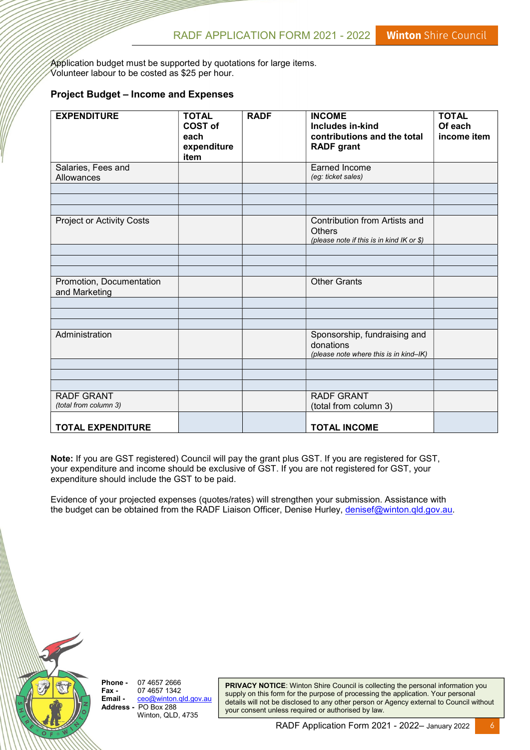Application budget must be supported by quotations for large items.
Volunteer labour to be costed as $25 per hour.

### Project Budget – Income and Expenses

| **EXPENDITURE** | **TOTAL COST of each expenditure item** | **RADF** | **INCOME Includes in-kind contributions and the total RADF grant** | **TOTAL Of each income item** |
|---|---|---|---|---|
| Salaries, Fees and Allowances | | | Earned Income *(eg: ticket sales)* | |
| | | | | |
| | | | | |
| | | | | |
| Project or Activity Costs | | | Contribution from Artists and Others *(please note if this is in kind IK or $)* | |
| | | | | |
| | | | | |
| | | | | |
| Promotion, Documentation and Marketing | | | Other Grants | |
| | | | | |
| | | | | |
| | | | | |
| Administration | | | Sponsorship, fundraising and donations *(please note where this is in kind–IK)* | |
| | | | | |
| | | | | |
| | | | | |
| RADF GRANT *(total from column 3)* | | | RADF GRANT (total from column 3) | |
| **TOTAL EXPENDITURE** | | | **TOTAL INCOME** | |

**Note:** If you are GST registered) Council will pay the grant plus GST. If you are registered for GST, your expenditure and income should be exclusive of GST. If you are not registered for GST, your expenditure should include the GST to be paid.

Evidence of your projected expenses (quotes/rates) will strengthen your submission. Assistance with the budget can be obtained from the RADF Liaison Officer, Denise Hurley, denisef@winton.qld.gov.au.

**Phone -** 07 4657 2666
**Fax -** 07 4657 1342
**Email -** ceo@winton.qld.gov.au
**Address -** PO Box 288
Winton, QLD, 4735

**PRIVACY NOTICE**: Winton Shire Council is collecting the personal information you supply on this form for the purpose of processing the application. Your personal details will not be disclosed to any other person or Agency external to Council without your consent unless required or authorised by law.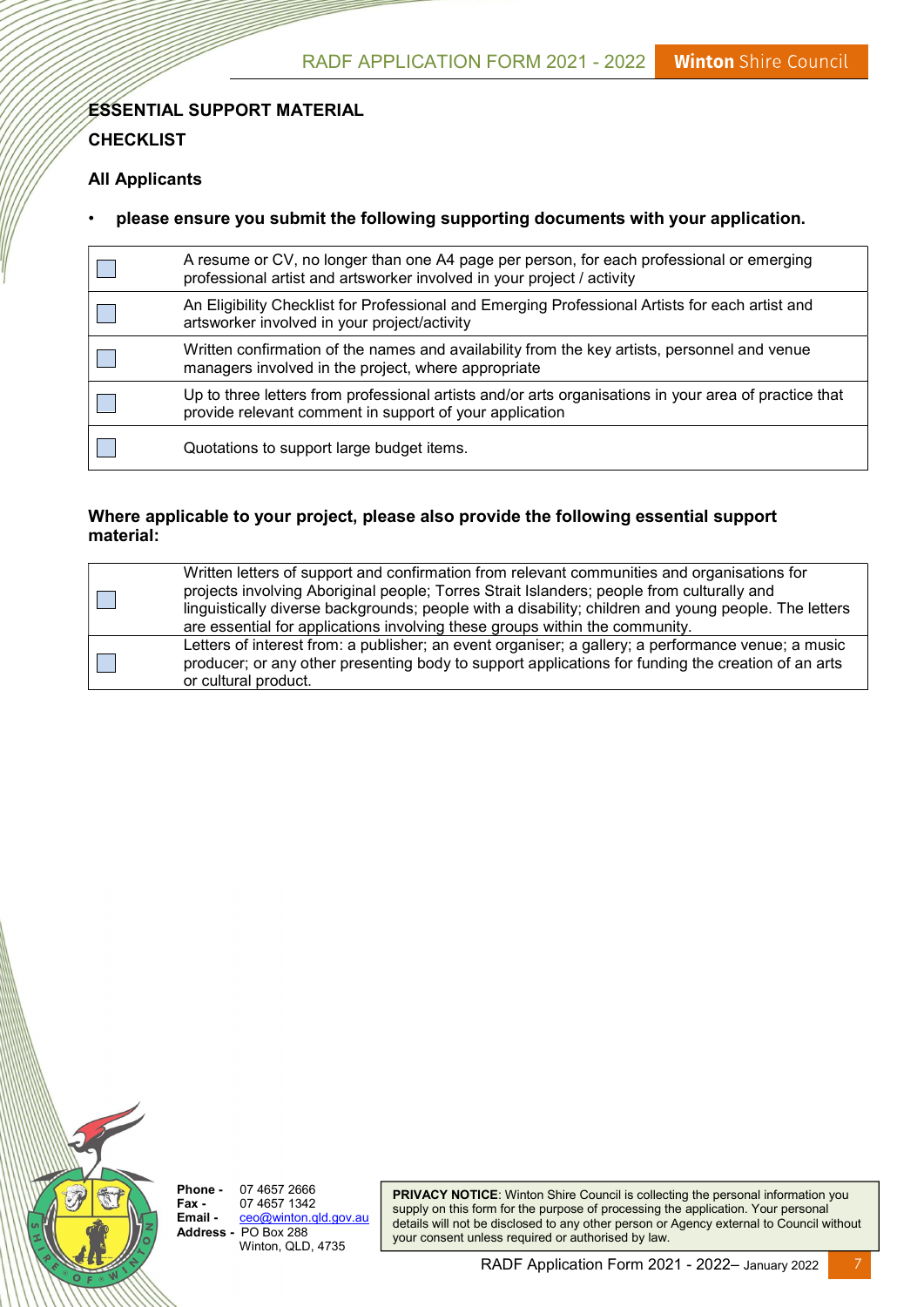## ESSENTIAL SUPPORT MATERIAL

## CHECKLIST

### All Applicants

- **please ensure you submit the following supporting documents with your application.**

| | |
|---|---|
| ☐ | A resume or CV, no longer than one A4 page per person, for each professional or emerging professional artist and artsworker involved in your project / activity |
| ☐ | An Eligibility Checklist for Professional and Emerging Professional Artists for each artist and artsworker involved in your project/activity |
| ☐ | Written confirmation of the names and availability from the key artists, personnel and venue managers involved in the project, where appropriate |
| ☐ | Up to three letters from professional artists and/or arts organisations in your area of practice that provide relevant comment in support of your application |
| ☐ | Quotations to support large budget items. |

### Where applicable to your project, please also provide the following essential support material:

| | |
|---|---|
| ☐ | Written letters of support and confirmation from relevant communities and organisations for projects involving Aboriginal people; Torres Strait Islanders; people from culturally and linguistically diverse backgrounds; people with a disability; children and young people. The letters are essential for applications involving these groups within the community. |
| ☐ | Letters of interest from: a publisher; an event organiser; a gallery; a performance venue; a music producer; or any other presenting body to support applications for funding the creation of an arts or cultural product. |

**Phone -** 07 4657 2666
**Fax -** 07 4657 1342
**Email -** ceo@winton.qld.gov.au
**Address -** PO Box 288
Winton, QLD, 4735

**PRIVACY NOTICE**: Winton Shire Council is collecting the personal information you supply on this form for the purpose of processing the application. Your personal details will not be disclosed to any other person or Agency external to Council without your consent unless required or authorised by law.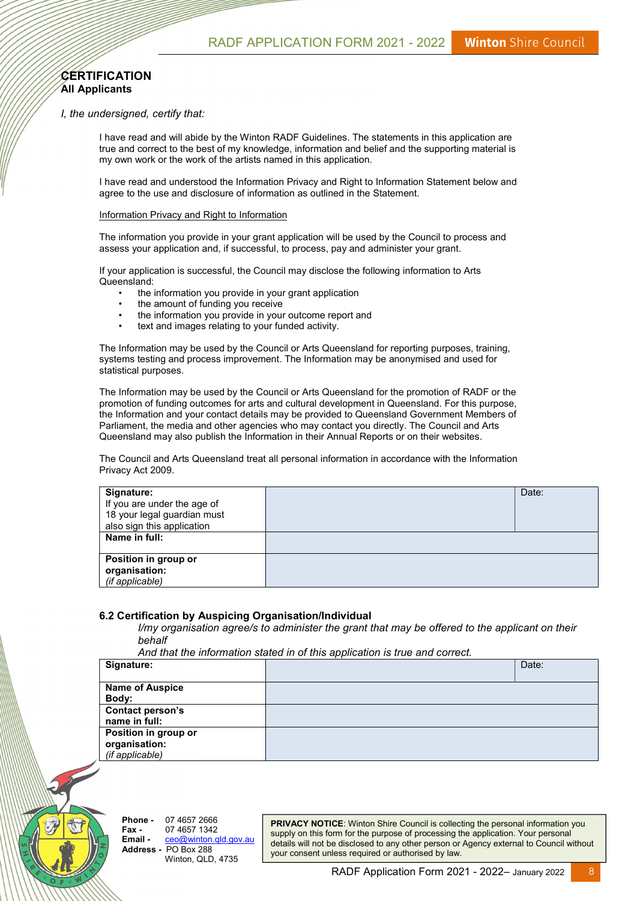## CERTIFICATION

### All Applicants

*I, the undersigned, certify that:*

I have read and will abide by the Winton RADF Guidelines. The statements in this application are true and correct to the best of my knowledge, information and belief and the supporting material is my own work or the work of the artists named in this application.

I have read and understood the Information Privacy and Right to Information Statement below and agree to the use and disclosure of information as outlined in the Statement.

Information Privacy and Right to Information

The information you provide in your grant application will be used by the Council to process and assess your application and, if successful, to process, pay and administer your grant.

If your application is successful, the Council may disclose the following information to Arts Queensland:

- the information you provide in your grant application
- the amount of funding you receive
- the information you provide in your outcome report and
- text and images relating to your funded activity.

The Information may be used by the Council or Arts Queensland for reporting purposes, training, systems testing and process improvement. The Information may be anonymised and used for statistical purposes.

The Information may be used by the Council or Arts Queensland for the promotion of RADF or the promotion of funding outcomes for arts and cultural development in Queensland. For this purpose, the Information and your contact details may be provided to Queensland Government Members of Parliament, the media and other agencies who may contact you directly. The Council and Arts Queensland may also publish the Information in their Annual Reports or on their websites.

The Council and Arts Queensland treat all personal information in accordance with the Information Privacy Act 2009.

| | | |
|---|---|---|
| **Signature:** If you are under the age of 18 your legal guardian must also sign this application | | Date: |
| **Name in full:** | | |
| **Position in group or organisation:** *(if applicable)* | | |

### 6.2 Certification by Auspicing Organisation/Individual

*I/my organisation agree/s to administer the grant that may be offered to the applicant on their behalf*

*And that the information stated in of this application is true and correct.*

| | | |
|---|---|---|
| **Signature:** | | Date: |
| **Name of Auspice Body:** | | |
| **Contact person's name in full:** | | |
| **Position in group or organisation:** *(if applicable)* | | |

**Phone -** 07 4657 2666
**Fax -** 07 4657 1342
**Email -** ceo@winton.qld.gov.au
**Address -** PO Box 288
Winton, QLD, 4735

**PRIVACY NOTICE**: Winton Shire Council is collecting the personal information you supply on this form for the purpose of processing the application. Your personal details will not be disclosed to any other person or Agency external to Council without your consent unless required or authorised by law.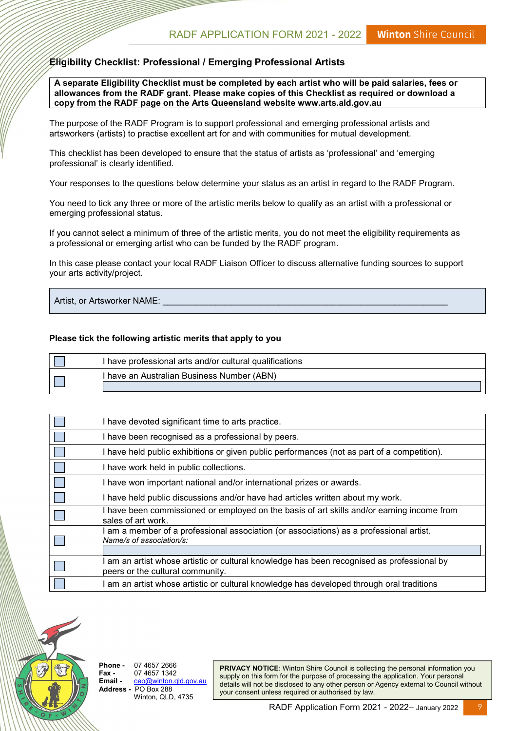## Eligibility Checklist: Professional / Emerging Professional Artists

**A separate Eligibility Checklist must be completed by each artist who will be paid salaries, fees or allowances from the RADF grant. Please make copies of this Checklist as required or download a copy from the RADF page on the Arts Queensland website www.arts.ald.gov.au**

The purpose of the RADF Program is to support professional and emerging professional artists and artsworkers (artists) to practise excellent art for and with communities for mutual development.

This checklist has been developed to ensure that the status of artists as 'professional' and 'emerging professional' is clearly identified.

Your responses to the questions below determine your status as an artist in regard to the RADF Program.

You need to tick any three or more of the artistic merits below to qualify as an artist with a professional or emerging professional status.

If you cannot select a minimum of three of the artistic merits, you do not meet the eligibility requirements as a professional or emerging artist who can be funded by the RADF program.

In this case please contact your local RADF Liaison Officer to discuss alternative funding sources to support your arts activity/project.

Artist, or Artsworker NAME: ___________________________________________________________

**Please tick the following artistic merits that apply to you**

| | |
|---|---|
| ☐ | I have professional arts and/or cultural qualifications |
| ☐ | I have an Australian Business Number (ABN) |

| | |
|---|---|
| ☐ | I have devoted significant time to arts practice. |
| ☐ | I have been recognised as a professional by peers. |
| ☐ | I have held public exhibitions or given public performances (not as part of a competition). |
| ☐ | I have work held in public collections. |
| ☐ | I have won important national and/or international prizes or awards. |
| ☐ | I have held public discussions and/or have had articles written about my work. |
| ☐ | I have been commissioned or employed on the basis of art skills and/or earning income from sales of art work. |
| ☐ | I am a member of a professional association (or associations) as a professional artist. *Name/s of association/s:* |
| ☐ | I am an artist whose artistic or cultural knowledge has been recognised as professional by peers or the cultural community. |
| ☐ | I am an artist whose artistic or cultural knowledge has developed through oral traditions |

**Phone -** 07 4657 2666
**Fax -** 07 4657 1342
**Email -** ceo@winton.qld.gov.au
**Address -** PO Box 288
Winton, QLD, 4735

**PRIVACY NOTICE**: Winton Shire Council is collecting the personal information you supply on this form for the purpose of processing the application. Your personal details will not be disclosed to any other person or Agency external to Council without your consent unless required or authorised by law.